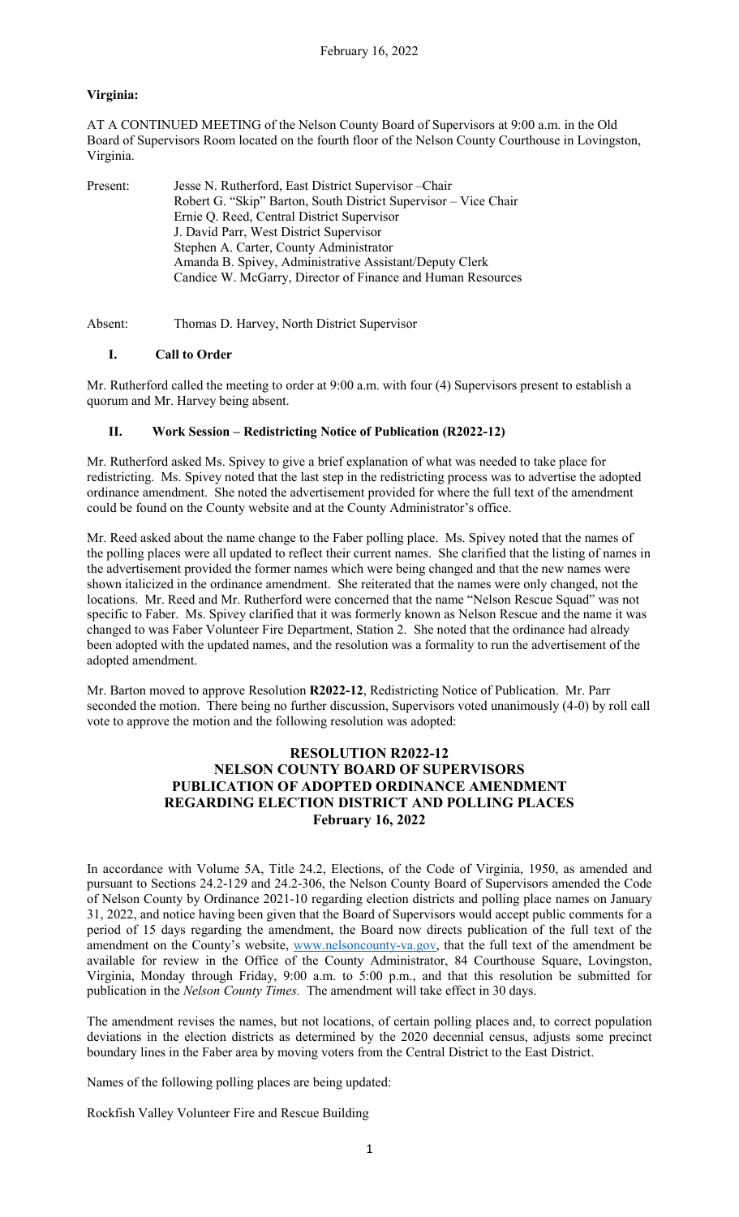**Virginia:**

AT A CONTINUED MEETING of the Nelson County Board of Supervisors at 9:00 a.m. in the Old Board of Supervisors Room located on the fourth floor of the Nelson County Courthouse in Lovingston, Virginia.

Present: Jesse N. Rutherford, East District Supervisor –Chair
Robert G. "Skip" Barton, South District Supervisor – Vice Chair
Ernie Q. Reed, Central District Supervisor
J. David Parr, West District Supervisor
Stephen A. Carter, County Administrator
Amanda B. Spivey, Administrative Assistant/Deputy Clerk
Candice W. McGarry, Director of Finance and Human Resources

Absent: Thomas D. Harvey, North District Supervisor

## I. Call to Order

Mr. Rutherford called the meeting to order at 9:00 a.m. with four (4) Supervisors present to establish a quorum and Mr. Harvey being absent.

## II. Work Session – Redistricting Notice of Publication (R2022-12)

Mr. Rutherford asked Ms. Spivey to give a brief explanation of what was needed to take place for redistricting. Ms. Spivey noted that the last step in the redistricting process was to advertise the adopted ordinance amendment. She noted the advertisement provided for where the full text of the amendment could be found on the County website and at the County Administrator's office.

Mr. Reed asked about the name change to the Faber polling place. Ms. Spivey noted that the names of the polling places were all updated to reflect their current names. She clarified that the listing of names in the advertisement provided the former names which were being changed and that the new names were shown italicized in the ordinance amendment. She reiterated that the names were only changed, not the locations. Mr. Reed and Mr. Rutherford were concerned that the name "Nelson Rescue Squad" was not specific to Faber. Ms. Spivey clarified that it was formerly known as Nelson Rescue and the name it was changed to was Faber Volunteer Fire Department, Station 2. She noted that the ordinance had already been adopted with the updated names, and the resolution was a formality to run the advertisement of the adopted amendment.

Mr. Barton moved to approve Resolution **R2022-12**, Redistricting Notice of Publication. Mr. Parr seconded the motion. There being no further discussion, Supervisors voted unanimously (4-0) by roll call vote to approve the motion and the following resolution was adopted:

### RESOLUTION R2022-12
### NELSON COUNTY BOARD OF SUPERVISORS
### PUBLICATION OF ADOPTED ORDINANCE AMENDMENT REGARDING ELECTION DISTRICT AND POLLING PLACES
### February 16, 2022

In accordance with Volume 5A, Title 24.2, Elections, of the Code of Virginia, 1950, as amended and pursuant to Sections 24.2-129 and 24.2-306, the Nelson County Board of Supervisors amended the Code of Nelson County by Ordinance 2021-10 regarding election districts and polling place names on January 31, 2022, and notice having been given that the Board of Supervisors would accept public comments for a period of 15 days regarding the amendment, the Board now directs publication of the full text of the amendment on the County's website, www.nelsoncounty-va.gov, that the full text of the amendment be available for review in the Office of the County Administrator, 84 Courthouse Square, Lovingston, Virginia, Monday through Friday, 9:00 a.m. to 5:00 p.m., and that this resolution be submitted for publication in the *Nelson County Times.* The amendment will take effect in 30 days.

The amendment revises the names, but not locations, of certain polling places and, to correct population deviations in the election districts as determined by the 2020 decennial census, adjusts some precinct boundary lines in the Faber area by moving voters from the Central District to the East District.

Names of the following polling places are being updated:

Rockfish Valley Volunteer Fire and Rescue Building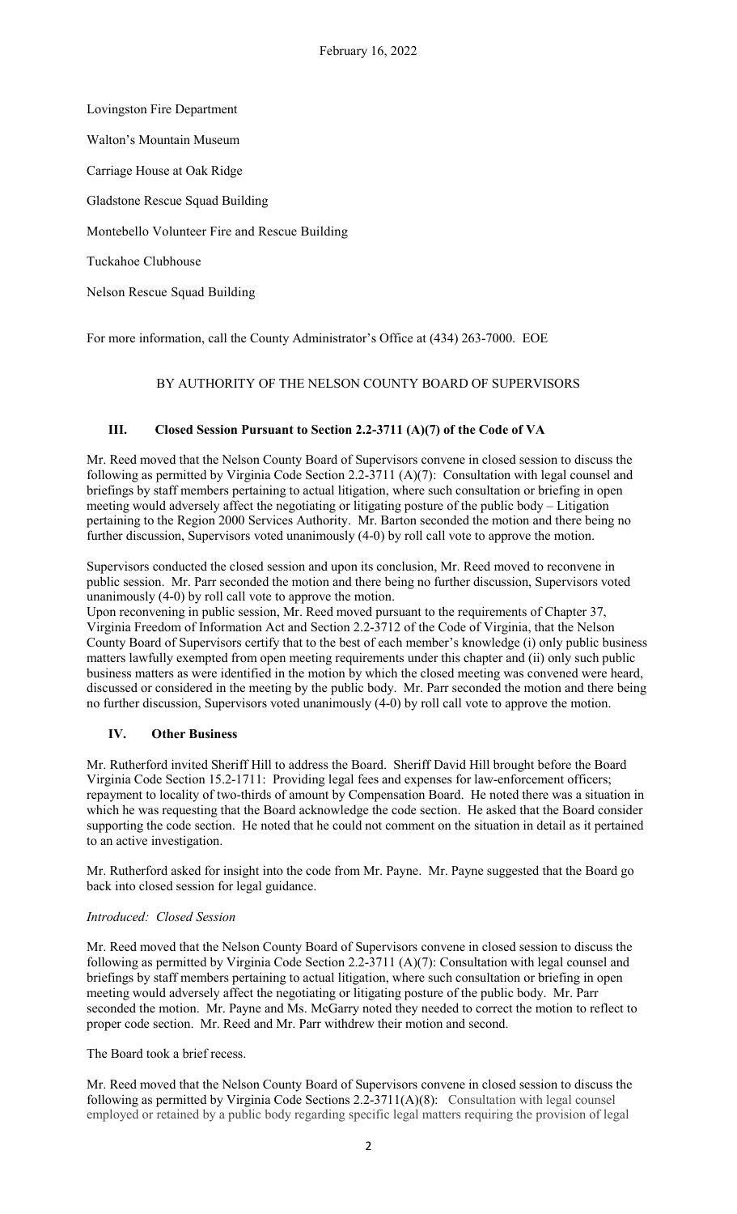Lovingston Fire Department

Walton's Mountain Museum

Carriage House at Oak Ridge

Gladstone Rescue Squad Building

Montebello Volunteer Fire and Rescue Building

Tuckahoe Clubhouse

Nelson Rescue Squad Building

For more information, call the County Administrator's Office at (434) 263-7000. EOE

BY AUTHORITY OF THE NELSON COUNTY BOARD OF SUPERVISORS

## III. Closed Session Pursuant to Section 2.2-3711 (A)(7) of the Code of VA

Mr. Reed moved that the Nelson County Board of Supervisors convene in closed session to discuss the following as permitted by Virginia Code Section 2.2-3711 (A)(7): Consultation with legal counsel and briefings by staff members pertaining to actual litigation, where such consultation or briefing in open meeting would adversely affect the negotiating or litigating posture of the public body – Litigation pertaining to the Region 2000 Services Authority. Mr. Barton seconded the motion and there being no further discussion, Supervisors voted unanimously (4-0) by roll call vote to approve the motion.

Supervisors conducted the closed session and upon its conclusion, Mr. Reed moved to reconvene in public session. Mr. Parr seconded the motion and there being no further discussion, Supervisors voted unanimously (4-0) by roll call vote to approve the motion.

Upon reconvening in public session, Mr. Reed moved pursuant to the requirements of Chapter 37, Virginia Freedom of Information Act and Section 2.2-3712 of the Code of Virginia, that the Nelson County Board of Supervisors certify that to the best of each member's knowledge (i) only public business matters lawfully exempted from open meeting requirements under this chapter and (ii) only such public business matters as were identified in the motion by which the closed meeting was convened were heard, discussed or considered in the meeting by the public body. Mr. Parr seconded the motion and there being no further discussion, Supervisors voted unanimously (4-0) by roll call vote to approve the motion.

## IV. Other Business

Mr. Rutherford invited Sheriff Hill to address the Board. Sheriff David Hill brought before the Board Virginia Code Section 15.2-1711: Providing legal fees and expenses for law-enforcement officers; repayment to locality of two-thirds of amount by Compensation Board. He noted there was a situation in which he was requesting that the Board acknowledge the code section. He asked that the Board consider supporting the code section. He noted that he could not comment on the situation in detail as it pertained to an active investigation.

Mr. Rutherford asked for insight into the code from Mr. Payne. Mr. Payne suggested that the Board go back into closed session for legal guidance.

*Introduced: Closed Session*

Mr. Reed moved that the Nelson County Board of Supervisors convene in closed session to discuss the following as permitted by Virginia Code Section 2.2-3711 (A)(7): Consultation with legal counsel and briefings by staff members pertaining to actual litigation, where such consultation or briefing in open meeting would adversely affect the negotiating or litigating posture of the public body. Mr. Parr seconded the motion. Mr. Payne and Ms. McGarry noted they needed to correct the motion to reflect to proper code section. Mr. Reed and Mr. Parr withdrew their motion and second.

The Board took a brief recess.

Mr. Reed moved that the Nelson County Board of Supervisors convene in closed session to discuss the following as permitted by Virginia Code Sections 2.2-3711(A)(8): Consultation with legal counsel employed or retained by a public body regarding specific legal matters requiring the provision of legal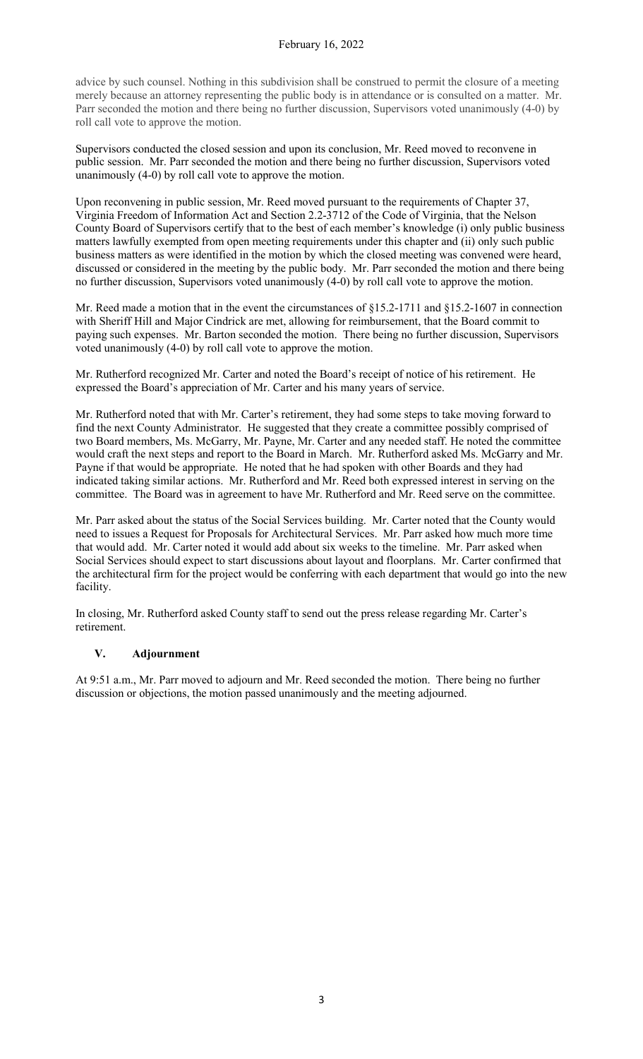advice by such counsel. Nothing in this subdivision shall be construed to permit the closure of a meeting merely because an attorney representing the public body is in attendance or is consulted on a matter. Mr. Parr seconded the motion and there being no further discussion, Supervisors voted unanimously (4-0) by roll call vote to approve the motion.

Supervisors conducted the closed session and upon its conclusion, Mr. Reed moved to reconvene in public session. Mr. Parr seconded the motion and there being no further discussion, Supervisors voted unanimously (4-0) by roll call vote to approve the motion.

Upon reconvening in public session, Mr. Reed moved pursuant to the requirements of Chapter 37, Virginia Freedom of Information Act and Section 2.2-3712 of the Code of Virginia, that the Nelson County Board of Supervisors certify that to the best of each member's knowledge (i) only public business matters lawfully exempted from open meeting requirements under this chapter and (ii) only such public business matters as were identified in the motion by which the closed meeting was convened were heard, discussed or considered in the meeting by the public body. Mr. Parr seconded the motion and there being no further discussion, Supervisors voted unanimously (4-0) by roll call vote to approve the motion.

Mr. Reed made a motion that in the event the circumstances of §15.2-1711 and §15.2-1607 in connection with Sheriff Hill and Major Cindrick are met, allowing for reimbursement, that the Board commit to paying such expenses. Mr. Barton seconded the motion. There being no further discussion, Supervisors voted unanimously (4-0) by roll call vote to approve the motion.

Mr. Rutherford recognized Mr. Carter and noted the Board's receipt of notice of his retirement. He expressed the Board's appreciation of Mr. Carter and his many years of service.

Mr. Rutherford noted that with Mr. Carter's retirement, they had some steps to take moving forward to find the next County Administrator. He suggested that they create a committee possibly comprised of two Board members, Ms. McGarry, Mr. Payne, Mr. Carter and any needed staff. He noted the committee would craft the next steps and report to the Board in March. Mr. Rutherford asked Ms. McGarry and Mr. Payne if that would be appropriate. He noted that he had spoken with other Boards and they had indicated taking similar actions. Mr. Rutherford and Mr. Reed both expressed interest in serving on the committee. The Board was in agreement to have Mr. Rutherford and Mr. Reed serve on the committee.

Mr. Parr asked about the status of the Social Services building. Mr. Carter noted that the County would need to issues a Request for Proposals for Architectural Services. Mr. Parr asked how much more time that would add. Mr. Carter noted it would add about six weeks to the timeline. Mr. Parr asked when Social Services should expect to start discussions about layout and floorplans. Mr. Carter confirmed that the architectural firm for the project would be conferring with each department that would go into the new facility.

In closing, Mr. Rutherford asked County staff to send out the press release regarding Mr. Carter's retirement.

## V. Adjournment

At 9:51 a.m., Mr. Parr moved to adjourn and Mr. Reed seconded the motion. There being no further discussion or objections, the motion passed unanimously and the meeting adjourned.